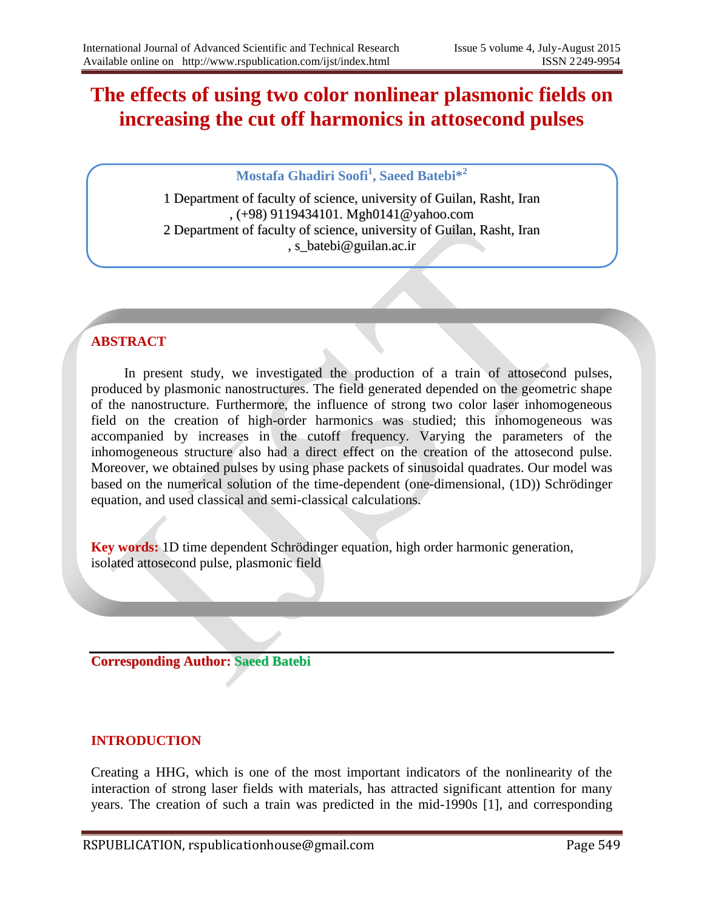# The effects of using two color nonlinear plasmonic fields on increasing the cut off harmonics in attosecond pulses

**Mostafa Ghadiri Soofi[1], Saeed Batebi*[2]**

1 Department of faculty of science, university of Guilan, Rasht, Iran , (+98) 9119434101. Mgh0141@yahoo.com

2 Department of faculty of science, university of Guilan, Rasht, Iran , s_batebi@guilan.ac.ir

## ABSTRACT

In present study, we investigated the production of a train of attosecond pulses, produced by plasmonic nanostructures. The field generated depended on the geometric shape of the nanostructure. Furthermore, the influence of strong two color laser inhomogeneous field on the creation of high-order harmonics was studied; this inhomogeneous was accompanied by increases in the cutoff frequency. Varying the parameters of the inhomogeneous structure also had a direct effect on the creation of the attosecond pulse. Moreover, we obtained pulses by using phase packets of sinusoidal quadrates. Our model was based on the numerical solution of the time-dependent (one-dimensional, (1D)) Schrödinger equation, and used classical and semi-classical calculations.

**Key words:** 1D time dependent Schrödinger equation, high order harmonic generation, isolated attosecond pulse, plasmonic field

**Corresponding Author: Saeed Batebi**

## INTRODUCTION

Creating a HHG, which is one of the most important indicators of the nonlinearity of the interaction of strong laser fields with materials, has attracted significant attention for many years. The creation of such a train was predicted in the mid-1990s [1], and corresponding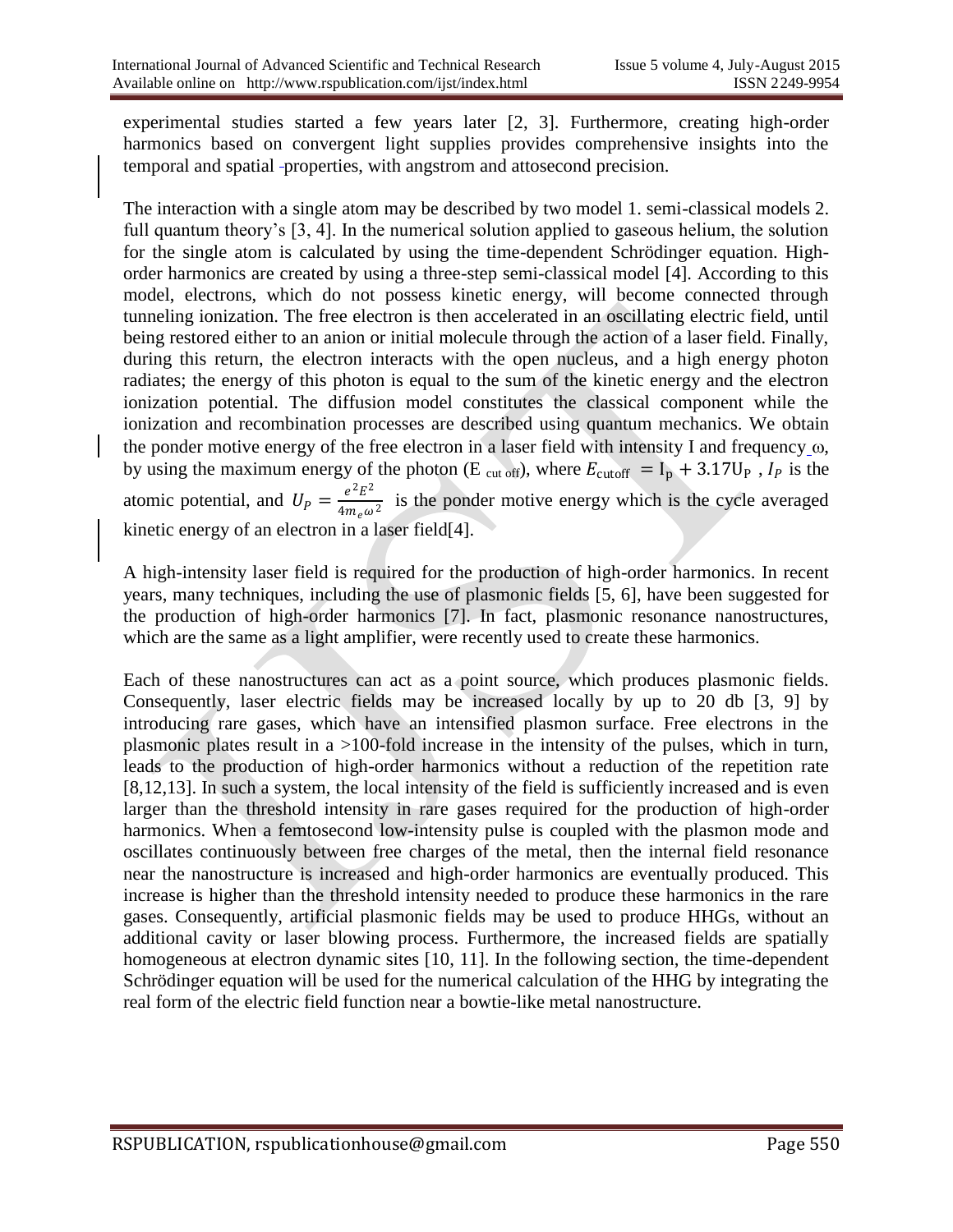experimental studies started a few years later [2, 3]. Furthermore, creating high-order harmonics based on convergent light supplies provides comprehensive insights into the temporal and spatial properties, with angstrom and attosecond precision.

The interaction with a single atom may be described by two model 1. semi-classical models 2. full quantum theory's [3, 4]. In the numerical solution applied to gaseous helium, the solution for the single atom is calculated by using the time-dependent Schrödinger equation. High-order harmonics are created by using a three-step semi-classical model [4]. According to this model, electrons, which do not possess kinetic energy, will become connected through tunneling ionization. The free electron is then accelerated in an oscillating electric field, until being restored either to an anion or initial molecule through the action of a laser field. Finally, during this return, the electron interacts with the open nucleus, and a high energy photon radiates; the energy of this photon is equal to the sum of the kinetic energy and the electron ionization potential. The diffusion model constitutes the classical component while the ionization and recombination processes are described using quantum mechanics. We obtain the ponder motive energy of the free electron in a laser field with intensity I and frequency ω, by using the maximum energy of the photon ($E_{\text{cut off}}$), where $E_{\text{cutoff}} = I_p + 3.17U_P$ , $I_P$ is the atomic potential, and $U_P = \frac{e^2E^2}{4m_e\omega^2}$ is the ponder motive energy which is the cycle averaged kinetic energy of an electron in a laser field[4].

A high-intensity laser field is required for the production of high-order harmonics. In recent years, many techniques, including the use of plasmonic fields [5, 6], have been suggested for the production of high-order harmonics [7]. In fact, plasmonic resonance nanostructures, which are the same as a light amplifier, were recently used to create these harmonics.

Each of these nanostructures can act as a point source, which produces plasmonic fields. Consequently, laser electric fields may be increased locally by up to 20 db [3, 9] by introducing rare gases, which have an intensified plasmon surface. Free electrons in the plasmonic plates result in a >100-fold increase in the intensity of the pulses, which in turn, leads to the production of high-order harmonics without a reduction of the repetition rate [8,12,13]. In such a system, the local intensity of the field is sufficiently increased and is even larger than the threshold intensity in rare gases required for the production of high-order harmonics. When a femtosecond low-intensity pulse is coupled with the plasmon mode and oscillates continuously between free charges of the metal, then the internal field resonance near the nanostructure is increased and high-order harmonics are eventually produced. This increase is higher than the threshold intensity needed to produce these harmonics in the rare gases. Consequently, artificial plasmonic fields may be used to produce HHGs, without an additional cavity or laser blowing process. Furthermore, the increased fields are spatially homogeneous at electron dynamic sites [10, 11]. In the following section, the time-dependent Schrödinger equation will be used for the numerical calculation of the HHG by integrating the real form of the electric field function near a bowtie-like metal nanostructure.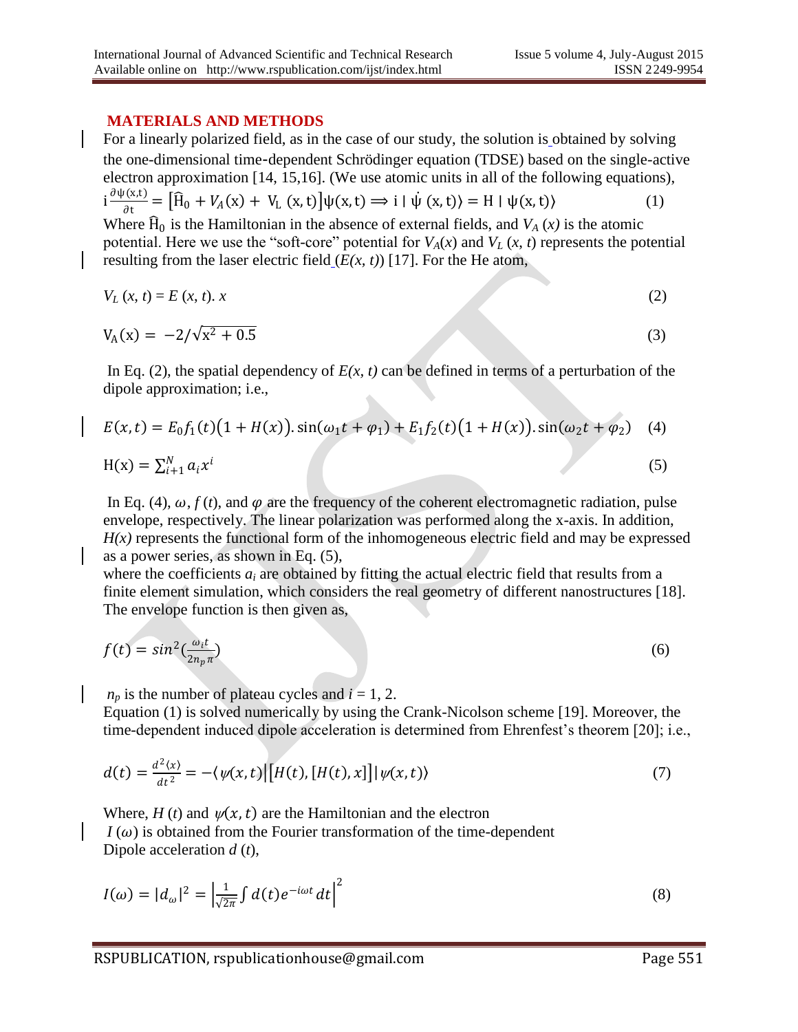## MATERIALS AND METHODS

For a linearly polarized field, as in the case of our study, the solution is obtained by solving the one-dimensional time-dependent Schrödinger equation (TDSE) based on the single-active electron approximation [14, 15,16]. (We use atomic units in all of the following equations),

$$i\frac{\partial \psi(x,t)}{\partial t} = \left[\hat{H}_0 + V_A(x) + V_L(x,t)\right]\psi(x,t) \Longrightarrow i\,|\,\dot{\psi}(x,t)\rangle = H\,|\,\psi(x,t)\rangle \tag{1}$$

Where $\hat{H}_0$ is the Hamiltonian in the absence of external fields, and $V_A(x)$ is the atomic potential. Here we use the "soft-core" potential for $V_A(x)$ and $V_L(x,t)$ represents the potential resulting from the laser electric field ($E(x,t)$) [17]. For the He atom,

$$V_L(x,t) = E(x,t).\, x \tag{2}$$

$$V_A(x) = -2/\sqrt{x^2 + 0.5} \tag{3}$$

In Eq. (2), the spatial dependency of $E(x,t)$ can be defined in terms of a perturbation of the dipole approximation; i.e.,

$$E(x,t) = E_0 f_1(t)\big(1 + H(x)\big).\sin(\omega_1 t + \varphi_1) + E_1 f_2(t)\big(1 + H(x)\big).\sin(\omega_2 t + \varphi_2) \tag{4}$$

$$H(x) = \sum_{i+1}^{N} a_i x^i \tag{5}$$

In Eq. (4), $\omega$, $f(t)$, and $\varphi$ are the frequency of the coherent electromagnetic radiation, pulse envelope, respectively. The linear polarization was performed along the x-axis. In addition, $H(x)$ represents the functional form of the inhomogeneous electric field and may be expressed as a power series, as shown in Eq. (5),
where the coefficients $a_i$ are obtained by fitting the actual electric field that results from a finite element simulation, which considers the real geometry of different nanostructures [18]. The envelope function is then given as,

$$f(t) = \sin^2\left(\frac{\omega_i t}{2 n_p \pi}\right) \tag{6}$$

$n_p$ is the number of plateau cycles and $i = 1, 2$.
Equation (1) is solved numerically by using the Crank-Nicolson scheme [19]. Moreover, the time-dependent induced dipole acceleration is determined from Ehrenfest's theorem [20]; i.e.,

$$d(t) = \frac{d^2\langle x\rangle}{dt^2} = -\langle \psi(x,t)\big|\big[H(t),[H(t),x]\big]\big|\psi(x,t)\rangle \tag{7}$$

Where, $H(t)$ and $\psi(x,t)$ are the Hamiltonian and the electron
$I(\omega)$ is obtained from the Fourier transformation of the time-dependent
Dipole acceleration $d(t)$,

$$I(\omega) = |d_\omega|^2 = \left|\frac{1}{\sqrt{2\pi}}\int d(t)e^{-i\omega t}\,dt\right|^2 \tag{8}$$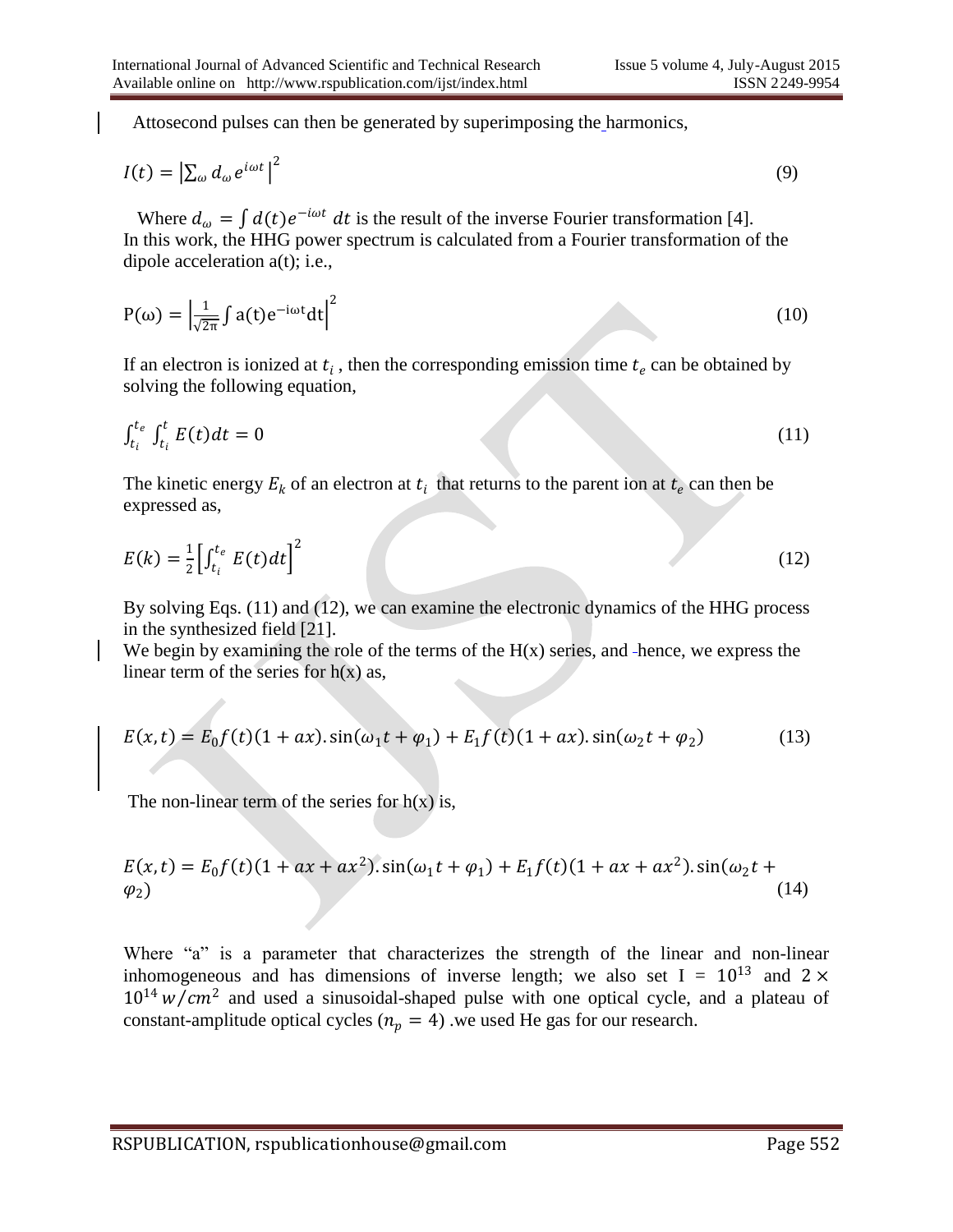Attosecond pulses can then be generated by superimposing the harmonics,

$$I(t) = \left|\sum_{\omega} d_{\omega} e^{i\omega t}\right|^2 \tag{9}$$

Where $d_{\omega} = \int d(t) e^{-i\omega t}\, dt$ is the result of the inverse Fourier transformation [4].
In this work, the HHG power spectrum is calculated from a Fourier transformation of the dipole acceleration a(t); i.e.,

$$\mathrm{P}(\omega) = \left|\frac{1}{\sqrt{2\pi}} \int \mathrm{a(t)} \mathrm{e}^{-\mathrm{i}\omega \mathrm{t}} \mathrm{dt}\right|^2 \tag{10}$$

If an electron is ionized at $t_i$ , then the corresponding emission time $t_e$ can be obtained by solving the following equation,

$$\int_{t_i}^{t_e} \int_{t_i}^{t} E(t)dt = 0 \tag{11}$$

The kinetic energy $E_k$ of an electron at $t_i$ that returns to the parent ion at $t_e$ can then be expressed as,

$$E(k) = \frac{1}{2}\left[\int_{t_i}^{t_e} E(t)dt\right]^2 \tag{12}$$

By solving Eqs. (11) and (12), we can examine the electronic dynamics of the HHG process in the synthesized field [21].
We begin by examining the role of the terms of the H(x) series, and hence, we express the linear term of the series for h(x) as,

$$E(x,t) = E_0 f(t)(1 + ax).\sin(\omega_1 t + \varphi_1) + E_1 f(t)(1 + ax).\sin(\omega_2 t + \varphi_2) \tag{13}$$

The non-linear term of the series for h(x) is,

$$E(x,t) = E_0 f(t)(1 + ax + ax^2).\sin(\omega_1 t + \varphi_1) + E_1 f(t)(1 + ax + ax^2).\sin(\omega_2 t + \varphi_2) \tag{14}$$

Where "a" is a parameter that characterizes the strength of the linear and non-linear inhomogeneous and has dimensions of inverse length; we also set I = $10^{13}$ and $2 \times 10^{14}\, w/cm^2$ and used a sinusoidal-shaped pulse with one optical cycle, and a plateau of constant-amplitude optical cycles ($n_p = 4$) .we used He gas for our research.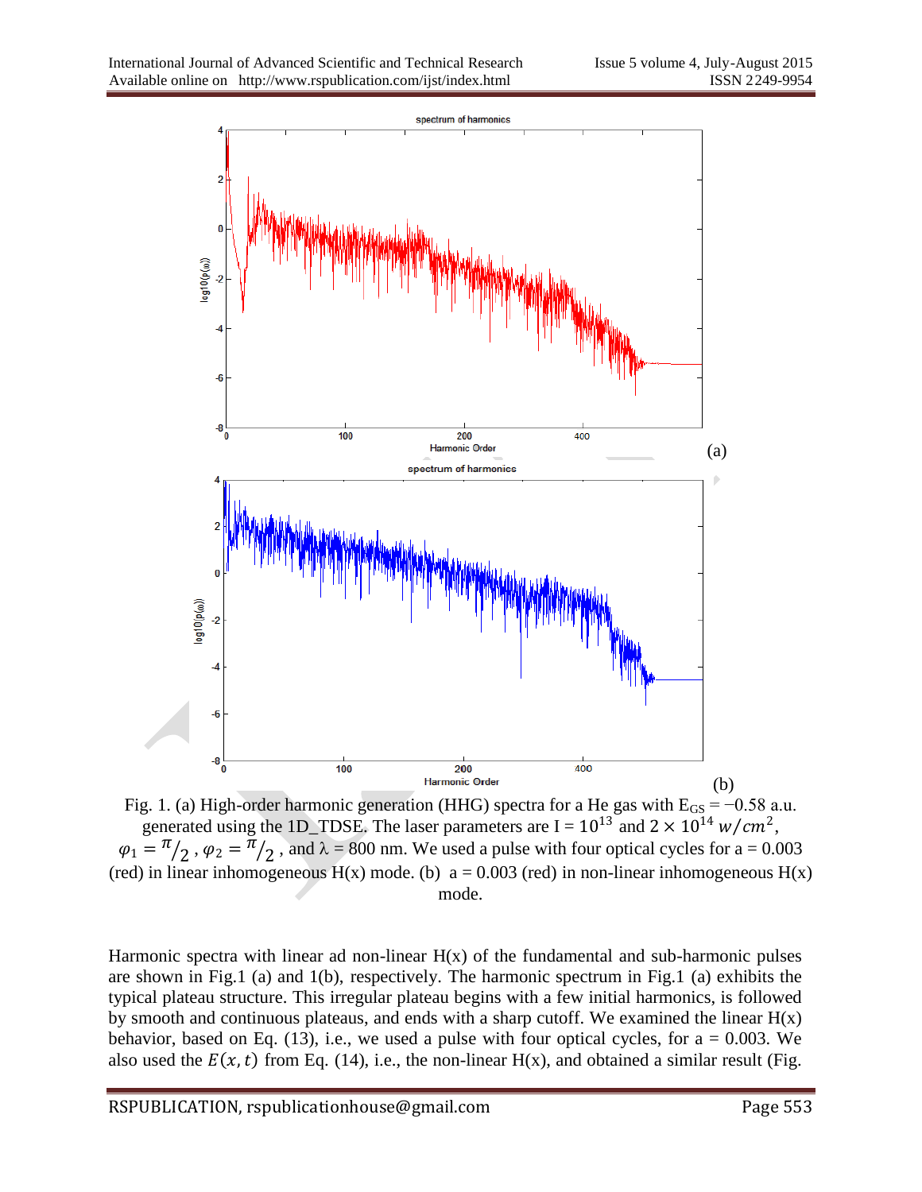Fig. 1. (a) High-order harmonic generation (HHG) spectra for a He gas with $E_{GS} = -0.58$ a.u. generated using the 1D_TDSE. The laser parameters are $I = 10^{13}$ and $2 \times 10^{14}\ w/cm^2$, $\varphi_1 = {}^{\pi}/_{2}$, $\varphi_2 = {}^{\pi}/_{2}$, and $\lambda = 800$ nm. We used a pulse with four optical cycles for a = 0.003 (red) in linear inhomogeneous H(x) mode. (b) a = 0.003 (red) in non-linear inhomogeneous H(x) mode.

Harmonic spectra with linear ad non-linear H(x) of the fundamental and sub-harmonic pulses are shown in Fig.1 (a) and 1(b), respectively. The harmonic spectrum in Fig.1 (a) exhibits the typical plateau structure. This irregular plateau begins with a few initial harmonics, is followed by smooth and continuous plateaus, and ends with a sharp cutoff. We examined the linear H(x) behavior, based on Eq. (13), i.e., we used a pulse with four optical cycles, for a = 0.003. We also used the $E(x, t)$ from Eq. (14), i.e., the non-linear H(x), and obtained a similar result (Fig.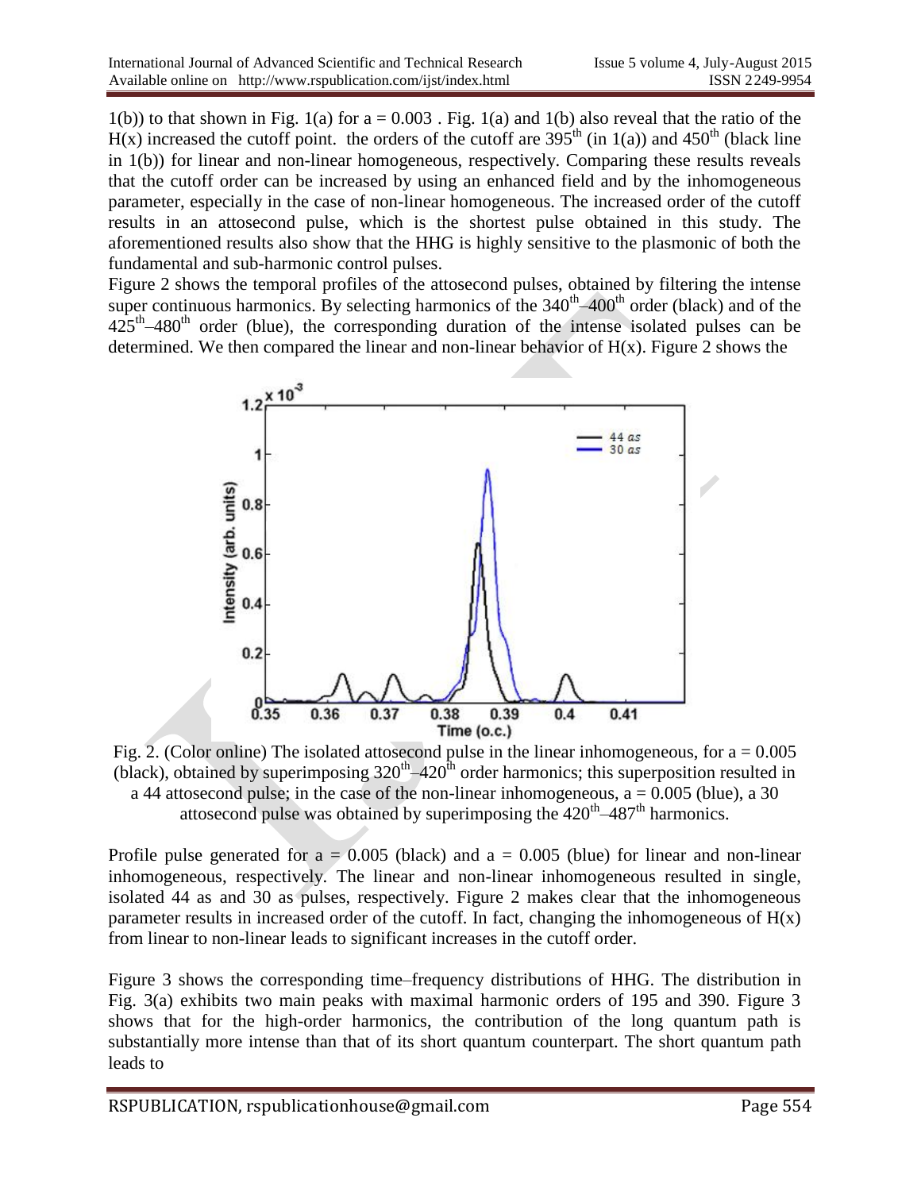1(b)) to that shown in Fig. 1(a) for $a = 0.003$ . Fig. 1(a) and 1(b) also reveal that the ratio of the H(x) increased the cutoff point. the orders of the cutoff are 395th (in 1(a)) and 450th (black line in 1(b)) for linear and non-linear homogeneous, respectively. Comparing these results reveals that the cutoff order can be increased by using an enhanced field and by the inhomogeneous parameter, especially in the case of non-linear homogeneous. The increased order of the cutoff results in an attosecond pulse, which is the shortest pulse obtained in this study. The aforementioned results also show that the HHG is highly sensitive to the plasmonic of both the fundamental and sub-harmonic control pulses.

Figure 2 shows the temporal profiles of the attosecond pulses, obtained by filtering the intense super continuous harmonics. By selecting harmonics of the 340th–400th order (black) and of the 425th–480th order (blue), the corresponding duration of the intense isolated pulses can be determined. We then compared the linear and non-linear behavior of H(x). Figure 2 shows the

Fig. 2. (Color online) The isolated attosecond pulse in the linear inhomogeneous, for $a = 0.005$ (black), obtained by superimposing 320th–420th order harmonics; this superposition resulted in a 44 attosecond pulse; in the case of the non-linear inhomogeneous, $a = 0.005$ (blue), a 30 attosecond pulse was obtained by superimposing the 420th–487th harmonics.

Profile pulse generated for $a = 0.005$ (black) and $a = 0.005$ (blue) for linear and non-linear inhomogeneous, respectively. The linear and non-linear inhomogeneous resulted in single, isolated 44 as and 30 as pulses, respectively. Figure 2 makes clear that the inhomogeneous parameter results in increased order of the cutoff. In fact, changing the inhomogeneous of H(x) from linear to non-linear leads to significant increases in the cutoff order.

Figure 3 shows the corresponding time–frequency distributions of HHG. The distribution in Fig. 3(a) exhibits two main peaks with maximal harmonic orders of 195 and 390. Figure 3 shows that for the high-order harmonics, the contribution of the long quantum path is substantially more intense than that of its short quantum counterpart. The short quantum path leads to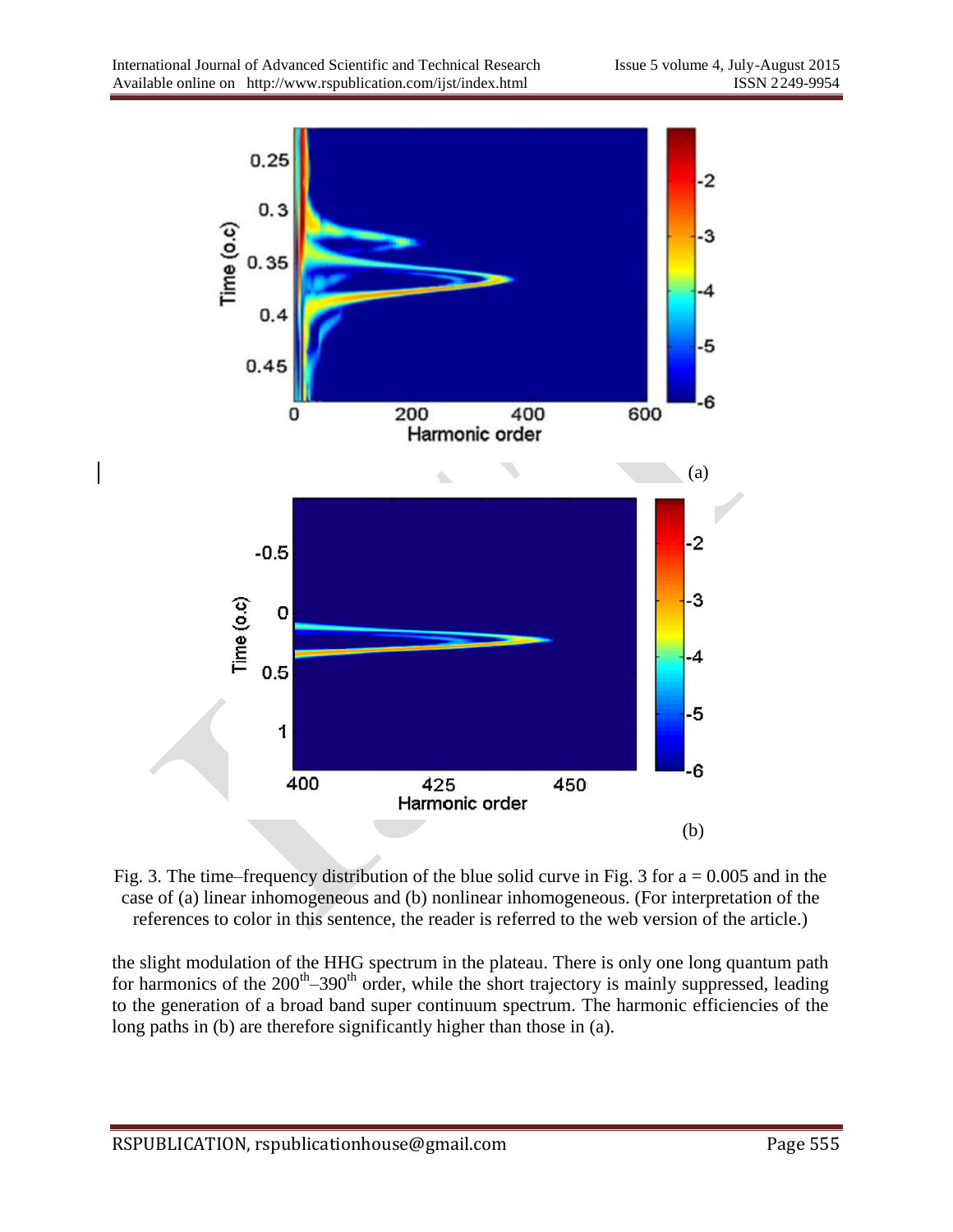(a)

(b)

Fig. 3. The time–frequency distribution of the blue solid curve in Fig. 3 for a = 0.005 and in the case of (a) linear inhomogeneous and (b) nonlinear inhomogeneous. (For interpretation of the references to color in this sentence, the reader is referred to the web version of the article.)

the slight modulation of the HHG spectrum in the plateau. There is only one long quantum path for harmonics of the $200^{th}$–$390^{th}$ order, while the short trajectory is mainly suppressed, leading to the generation of a broad band super continuum spectrum. The harmonic efficiencies of the long paths in (b) are therefore significantly higher than those in (a).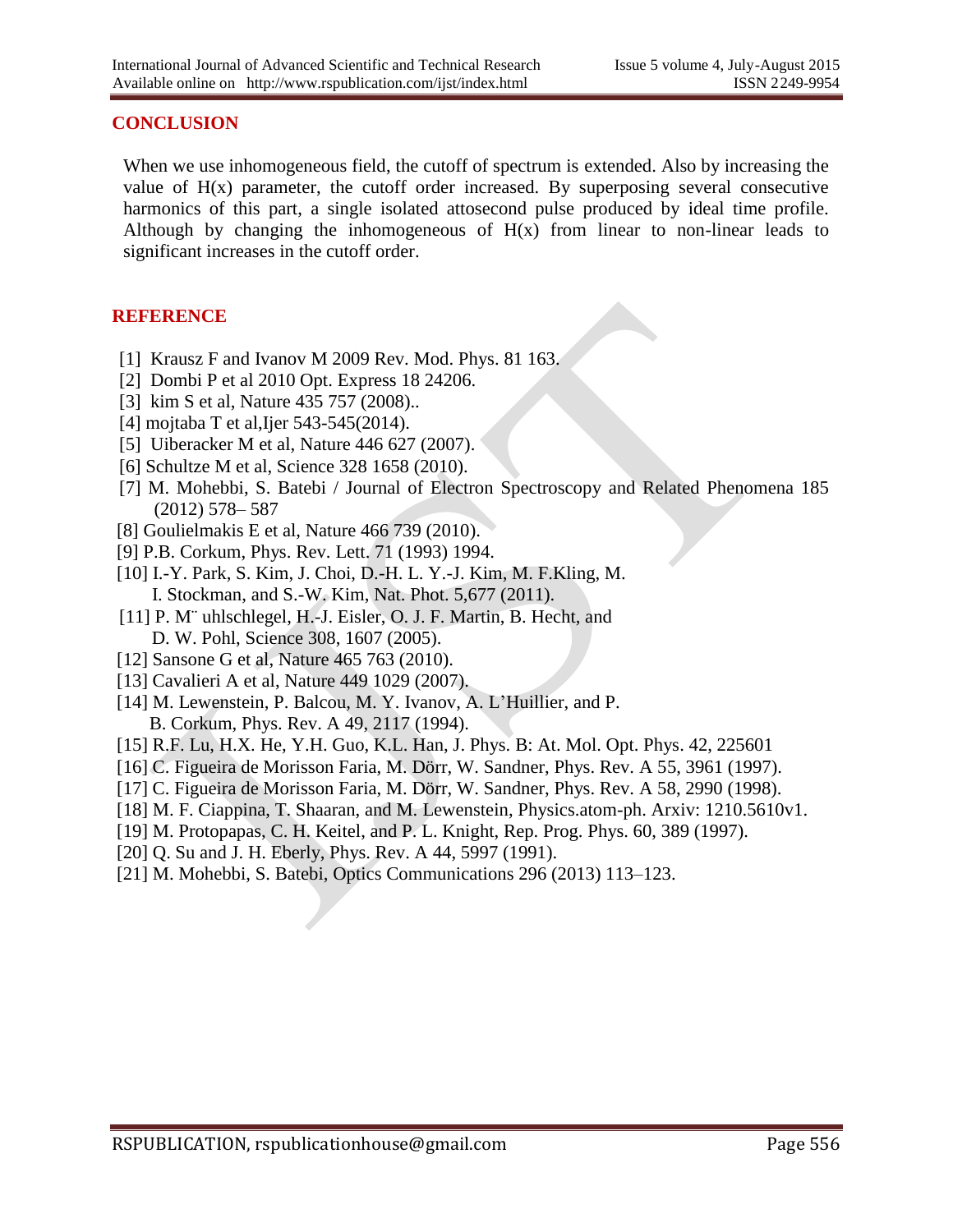## CONCLUSION

When we use inhomogeneous field, the cutoff of spectrum is extended. Also by increasing the value of H(x) parameter, the cutoff order increased. By superposing several consecutive harmonics of this part, a single isolated attosecond pulse produced by ideal time profile. Although by changing the inhomogeneous of H(x) from linear to non-linear leads to significant increases in the cutoff order.

## REFERENCE

[1] Krausz F and Ivanov M 2009 Rev. Mod. Phys. 81 163.
[2] Dombi P et al 2010 Opt. Express 18 24206.
[3] kim S et al, Nature 435 757 (2008)..
[4] mojtaba T et al,Ijer 543-545(2014).
[5] Uiberacker M et al, Nature 446 627 (2007).
[6] Schultze M et al, Science 328 1658 (2010).
[7] M. Mohebbi, S. Batebi / Journal of Electron Spectroscopy and Related Phenomena 185 (2012) 578– 587
[8] Goulielmakis E et al, Nature 466 739 (2010).
[9] P.B. Corkum, Phys. Rev. Lett. 71 (1993) 1994.
[10] I.-Y. Park, S. Kim, J. Choi, D.-H. L. Y.-J. Kim, M. F.Kling, M. I. Stockman, and S.-W. Kim, Nat. Phot. 5,677 (2011).
[11] P. M¨ uhlschlegel, H.-J. Eisler, O. J. F. Martin, B. Hecht, and D. W. Pohl, Science 308, 1607 (2005).
[12] Sansone G et al, Nature 465 763 (2010).
[13] Cavalieri A et al, Nature 449 1029 (2007).
[14] M. Lewenstein, P. Balcou, M. Y. Ivanov, A. L'Huillier, and P. B. Corkum, Phys. Rev. A 49, 2117 (1994).
[15] R.F. Lu, H.X. He, Y.H. Guo, K.L. Han, J. Phys. B: At. Mol. Opt. Phys. 42, 225601
[16] C. Figueira de Morisson Faria, M. Dörr, W. Sandner, Phys. Rev. A 55, 3961 (1997).
[17] C. Figueira de Morisson Faria, M. Dörr, W. Sandner, Phys. Rev. A 58, 2990 (1998).
[18] M. F. Ciappina, T. Shaaran, and M. Lewenstein, Physics.atom-ph. Arxiv: 1210.5610v1.
[19] M. Protopapas, C. H. Keitel, and P. L. Knight, Rep. Prog. Phys. 60, 389 (1997).
[20] Q. Su and J. H. Eberly, Phys. Rev. A 44, 5997 (1991).
[21] M. Mohebbi, S. Batebi, Optics Communications 296 (2013) 113–123.